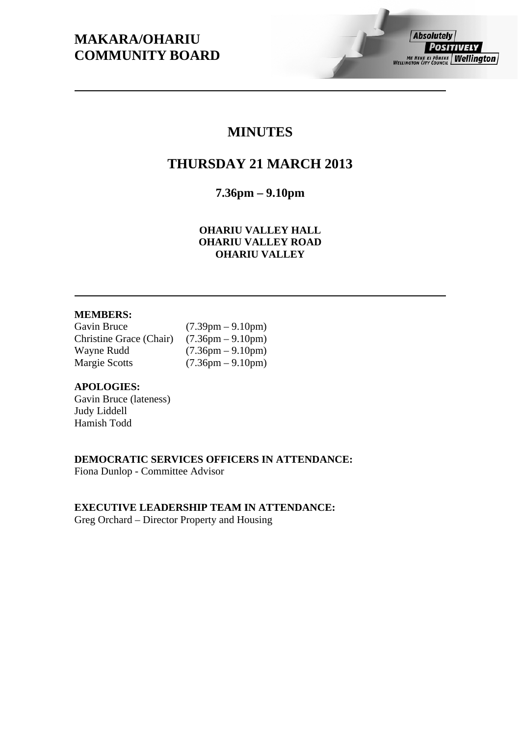# MAKARA/OHARIU COMMUNITY BOARD

## MINUTES

## THURSDAY 21 MARCH 2013

### 7.36pm – 9.10pm

**OHARIU VALLEY HALL**
**OHARIU VALLEY ROAD**
**OHARIU VALLEY**

**MEMBERS:**

| | |
|---|---|
| Gavin Bruce | (7.39pm – 9.10pm) |
| Christine Grace (Chair) | (7.36pm – 9.10pm) |
| Wayne Rudd | (7.36pm – 9.10pm) |
| Margie Scotts | (7.36pm – 9.10pm) |

**APOLOGIES:**
Gavin Bruce (lateness)
Judy Liddell
Hamish Todd

**DEMOCRATIC SERVICES OFFICERS IN ATTENDANCE:**
Fiona Dunlop - Committee Advisor

**EXECUTIVE LEADERSHIP TEAM IN ATTENDANCE:**
Greg Orchard – Director Property and Housing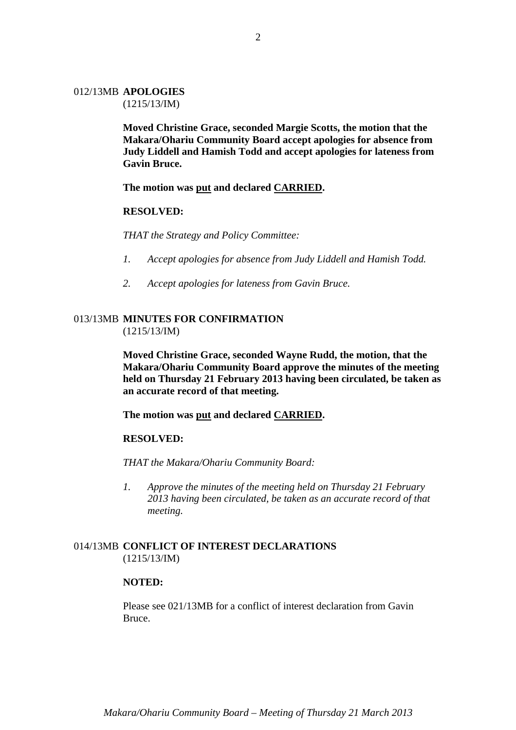## 012/13MB APOLOGIES
(1215/13/IM)

**Moved Christine Grace, seconded Margie Scotts, the motion that the Makara/Ohariu Community Board accept apologies for absence from Judy Liddell and Hamish Todd and accept apologies for lateness from Gavin Bruce.**

**The motion was <u>put</u> and declared <u>CARRIED</u>.**

**RESOLVED:**

*THAT the Strategy and Policy Committee:*

1. *Accept apologies for absence from Judy Liddell and Hamish Todd.*
2. *Accept apologies for lateness from Gavin Bruce.*

## 013/13MB MINUTES FOR CONFIRMATION
(1215/13/IM)

**Moved Christine Grace, seconded Wayne Rudd, the motion, that the Makara/Ohariu Community Board approve the minutes of the meeting held on Thursday 21 February 2013 having been circulated, be taken as an accurate record of that meeting.**

**The motion was <u>put</u> and declared <u>CARRIED</u>.**

**RESOLVED:**

*THAT the Makara/Ohariu Community Board:*

1. *Approve the minutes of the meeting held on Thursday 21 February 2013 having been circulated, be taken as an accurate record of that meeting.*

## 014/13MB CONFLICT OF INTEREST DECLARATIONS
(1215/13/IM)

**NOTED:**

Please see 021/13MB for a conflict of interest declaration from Gavin Bruce.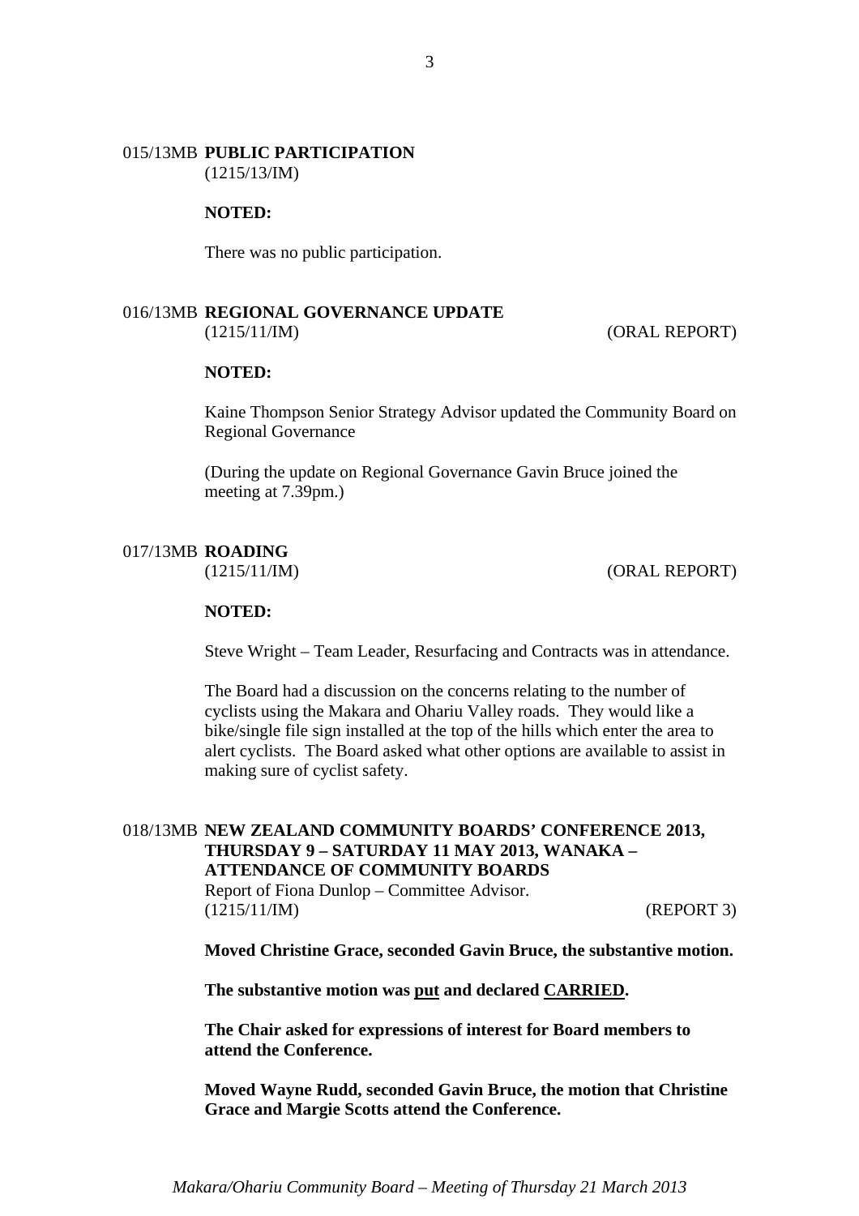**015/13MB PUBLIC PARTICIPATION**
(1215/13/IM)

**NOTED:**

There was no public participation.

**016/13MB REGIONAL GOVERNANCE UPDATE**
(1215/11/IM) (ORAL REPORT)

**NOTED:**

Kaine Thompson Senior Strategy Advisor updated the Community Board on Regional Governance

(During the update on Regional Governance Gavin Bruce joined the meeting at 7.39pm.)

**017/13MB ROADING**
(1215/11/IM) (ORAL REPORT)

**NOTED:**

Steve Wright – Team Leader, Resurfacing and Contracts was in attendance.

The Board had a discussion on the concerns relating to the number of cyclists using the Makara and Ohariu Valley roads. They would like a bike/single file sign installed at the top of the hills which enter the area to alert cyclists. The Board asked what other options are available to assist in making sure of cyclist safety.

**018/13MB NEW ZEALAND COMMUNITY BOARDS' CONFERENCE 2013, THURSDAY 9 – SATURDAY 11 MAY 2013, WANAKA – ATTENDANCE OF COMMUNITY BOARDS**
Report of Fiona Dunlop – Committee Advisor.
(1215/11/IM) (REPORT 3)

**Moved Christine Grace, seconded Gavin Bruce, the substantive motion.**

**The substantive motion was put and declared CARRIED.**

**The Chair asked for expressions of interest for Board members to attend the Conference.**

**Moved Wayne Rudd, seconded Gavin Bruce, the motion that Christine Grace and Margie Scotts attend the Conference.**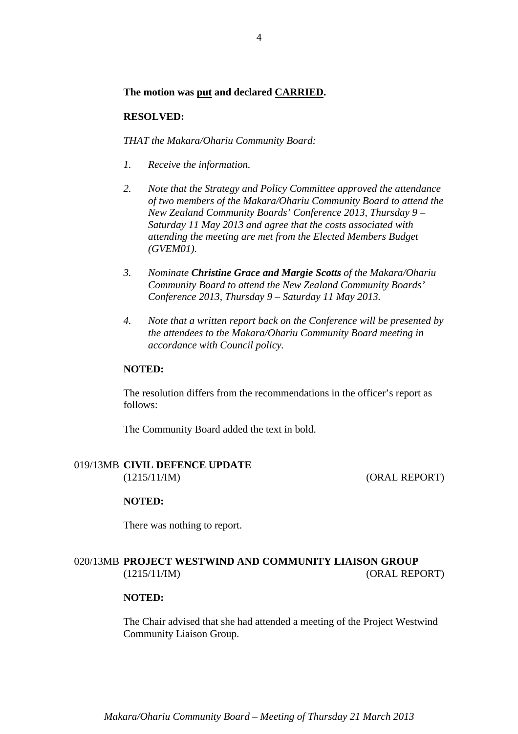**The motion was put and declared CARRIED.**

**RESOLVED:**

*THAT the Makara/Ohariu Community Board:*

1. *Receive the information.*

2. *Note that the Strategy and Policy Committee approved the attendance of two members of the Makara/Ohariu Community Board to attend the New Zealand Community Boards' Conference 2013, Thursday 9 – Saturday 11 May 2013 and agree that the costs associated with attending the meeting are met from the Elected Members Budget (GVEM01).*

3. *Nominate* ***Christine Grace and Margie Scotts*** *of the Makara/Ohariu Community Board to attend the New Zealand Community Boards' Conference 2013, Thursday 9 – Saturday 11 May 2013.*

4. *Note that a written report back on the Conference will be presented by the attendees to the Makara/Ohariu Community Board meeting in accordance with Council policy.*

**NOTED:**

The resolution differs from the recommendations in the officer's report as follows:

The Community Board added the text in bold.

## 019/13MB **CIVIL DEFENCE UPDATE**

(1215/11/IM) (ORAL REPORT)

**NOTED:**

There was nothing to report.

## 020/13MB **PROJECT WESTWIND AND COMMUNITY LIAISON GROUP**

(1215/11/IM) (ORAL REPORT)

**NOTED:**

The Chair advised that she had attended a meeting of the Project Westwind Community Liaison Group.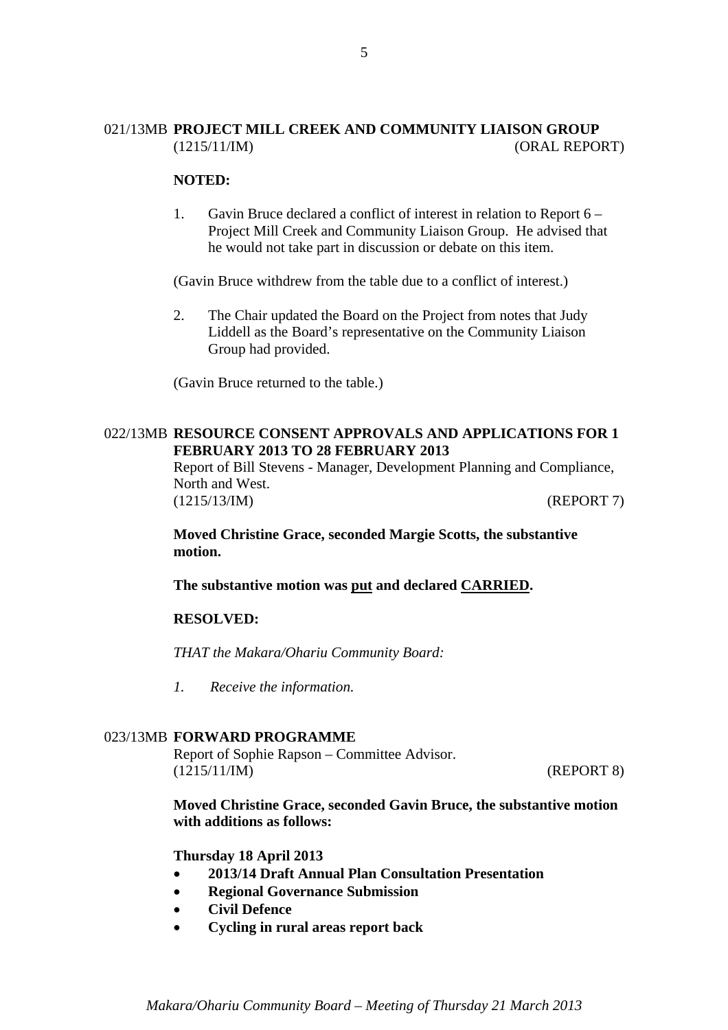021/13MB **PROJECT MILL CREEK AND COMMUNITY LIAISON GROUP**
(1215/11/IM) (ORAL REPORT)

**NOTED:**

1. Gavin Bruce declared a conflict of interest in relation to Report 6 – Project Mill Creek and Community Liaison Group. He advised that he would not take part in discussion or debate on this item.

(Gavin Bruce withdrew from the table due to a conflict of interest.)

2. The Chair updated the Board on the Project from notes that Judy Liddell as the Board's representative on the Community Liaison Group had provided.

(Gavin Bruce returned to the table.)

022/13MB **RESOURCE CONSENT APPROVALS AND APPLICATIONS FOR 1 FEBRUARY 2013 TO 28 FEBRUARY 2013**
Report of Bill Stevens - Manager, Development Planning and Compliance, North and West.
(1215/13/IM) (REPORT 7)

**Moved Christine Grace, seconded Margie Scotts, the substantive motion.**

**The substantive motion was put and declared CARRIED.**

**RESOLVED:**

*THAT the Makara/Ohariu Community Board:*

*1. Receive the information.*

023/13MB **FORWARD PROGRAMME**
Report of Sophie Rapson – Committee Advisor.
(1215/11/IM) (REPORT 8)

**Moved Christine Grace, seconded Gavin Bruce, the substantive motion with additions as follows:**

**Thursday 18 April 2013**

- **2013/14 Draft Annual Plan Consultation Presentation**
- **Regional Governance Submission**
- **Civil Defence**
- **Cycling in rural areas report back**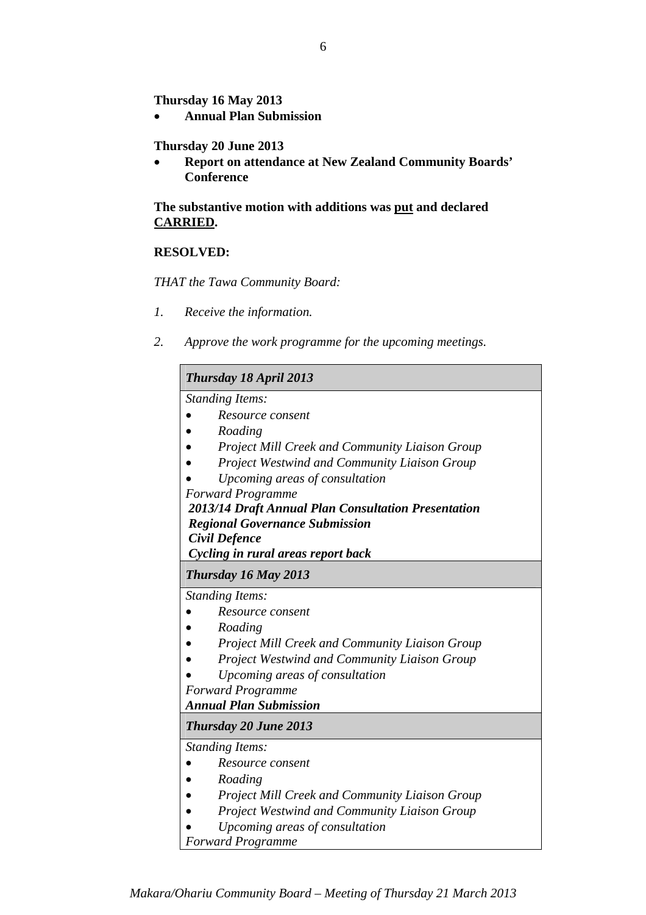**Thursday 16 May 2013**

- **Annual Plan Submission**

**Thursday 20 June 2013**

- **Report on attendance at New Zealand Community Boards' Conference**

**The substantive motion with additions was <u>put</u> and declared <u>CARRIED</u>.**

**RESOLVED:**

*THAT the Tawa Community Board:*

1. *Receive the information.*

2. *Approve the work programme for the upcoming meetings.*

| ***Thursday 18 April 2013*** |
|---|
| *Standing Items:*<br>• *Resource consent*<br>• *Roading*<br>• *Project Mill Creek and Community Liaison Group*<br>• *Project Westwind and Community Liaison Group*<br>• *Upcoming areas of consultation*<br>*Forward Programme*<br>***2013/14 Draft Annual Plan Consultation Presentation***<br>***Regional Governance Submission***<br>***Civil Defence***<br>***Cycling in rural areas report back*** |
| ***Thursday 16 May 2013*** |
| *Standing Items:*<br>• *Resource consent*<br>• *Roading*<br>• *Project Mill Creek and Community Liaison Group*<br>• *Project Westwind and Community Liaison Group*<br>• *Upcoming areas of consultation*<br>*Forward Programme*<br>***Annual Plan Submission*** |
| ***Thursday 20 June 2013*** |
| *Standing Items:*<br>• *Resource consent*<br>• *Roading*<br>• *Project Mill Creek and Community Liaison Group*<br>• *Project Westwind and Community Liaison Group*<br>• *Upcoming areas of consultation*<br>*Forward Programme* |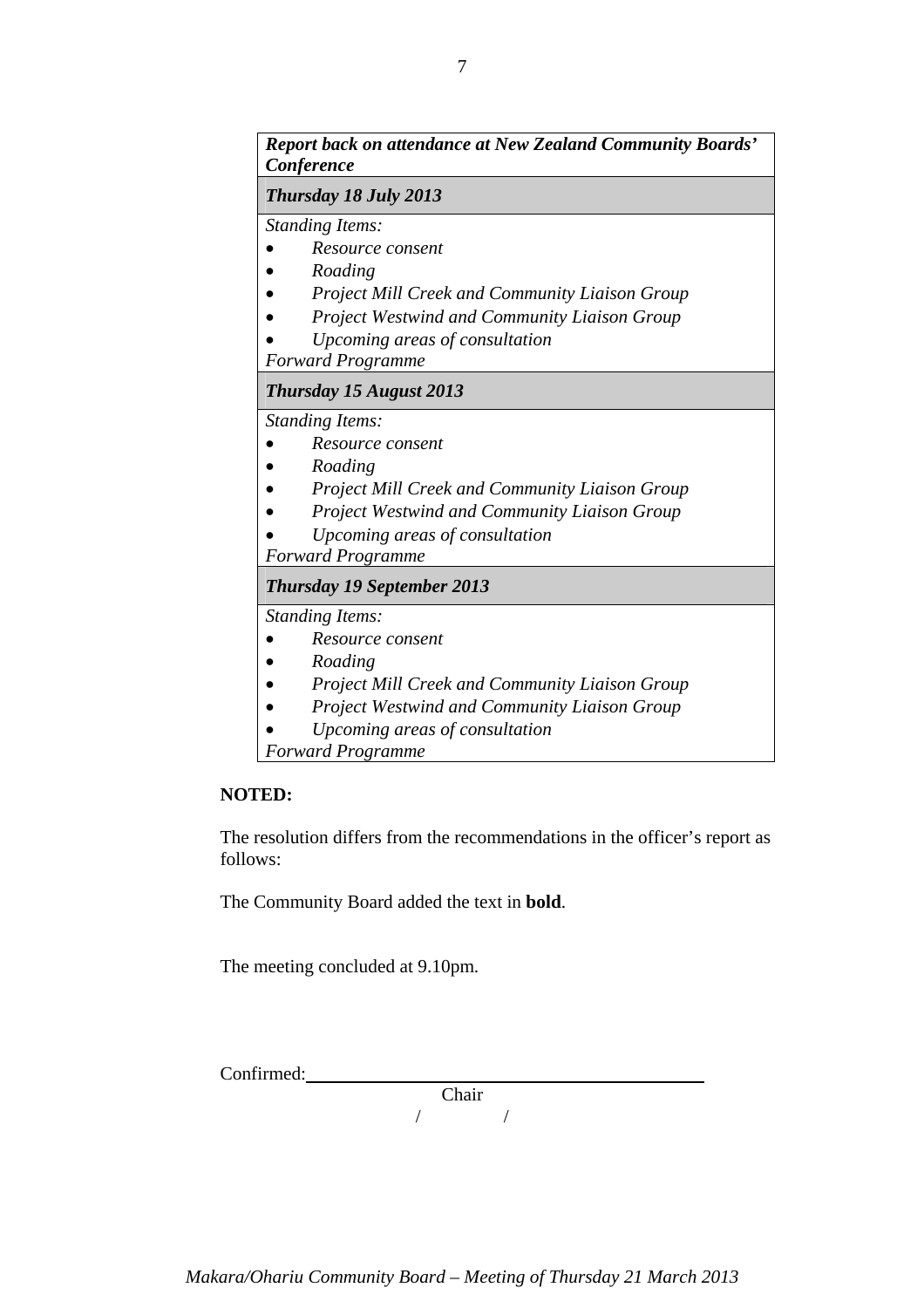| |
|---|
| ***Report back on attendance at New Zealand Community Boards' Conference*** |
| ***Thursday 18 July 2013*** |
| *Standing Items:*<br>• *Resource consent*<br>• *Roading*<br>• *Project Mill Creek and Community Liaison Group*<br>• *Project Westwind and Community Liaison Group*<br>• *Upcoming areas of consultation*<br>*Forward Programme* |
| ***Thursday 15 August 2013*** |
| *Standing Items:*<br>• *Resource consent*<br>• *Roading*<br>• *Project Mill Creek and Community Liaison Group*<br>• *Project Westwind and Community Liaison Group*<br>• *Upcoming areas of consultation*<br>*Forward Programme* |
| ***Thursday 19 September 2013*** |
| *Standing Items:*<br>• *Resource consent*<br>• *Roading*<br>• *Project Mill Creek and Community Liaison Group*<br>• *Project Westwind and Community Liaison Group*<br>• *Upcoming areas of consultation*<br>*Forward Programme* |

**NOTED:**

The resolution differs from the recommendations in the officer's report as follows:

The Community Board added the text in **bold**.

The meeting concluded at 9.10pm.

Confirmed: ______________________________

Chair

/ /